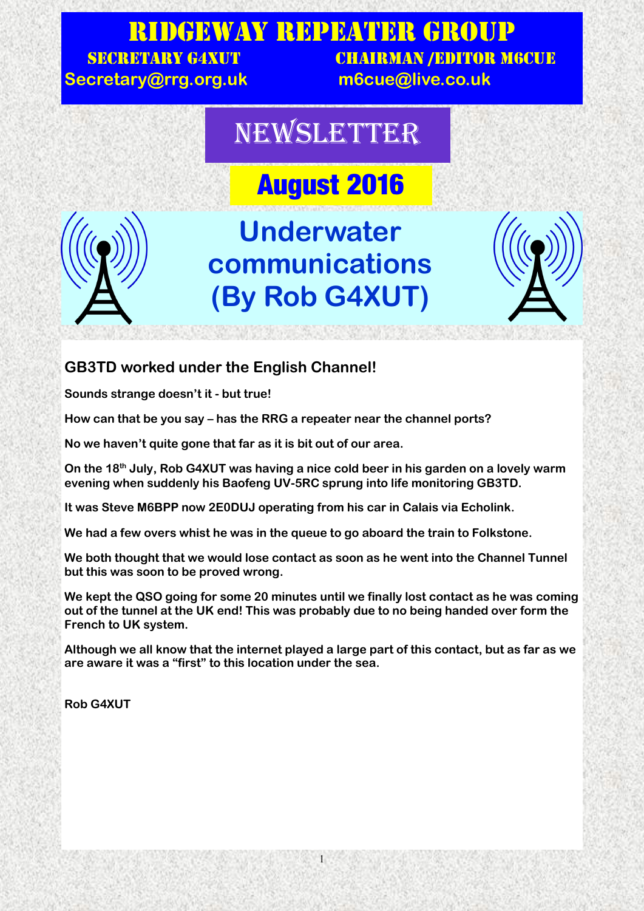# RIDGEWAY REPEATER GROUP

SECRETARY G4XUT — Secretary@rrg.org.uk

CHAIRMAN /EDITOR M6CUE — m6cue@live.co.uk

# NEWSLETTER

## August 2016

# Underwater communications (By Rob G4XUT)

### GB3TD worked under the English Channel!

**Sounds strange doesn't it - but true!**

**How can that be you say – has the RRG a repeater near the channel ports?**

**No we haven't quite gone that far as it is bit out of our area.**

**On the 18th July, Rob G4XUT was having a nice cold beer in his garden on a lovely warm evening when suddenly his Baofeng UV-5RC sprung into life monitoring GB3TD.**

**It was Steve M6BPP now 2E0DUJ operating from his car in Calais via Echolink.**

**We had a few overs whist he was in the queue to go aboard the train to Folkstone.**

**We both thought that we would lose contact as soon as he went into the Channel Tunnel but this was soon to be proved wrong.**

**We kept the QSO going for some 20 minutes until we finally lost contact as he was coming out of the tunnel at the UK end! This was probably due to no being handed over form the French to UK system.**

**Although we all know that the internet played a large part of this contact, but as far as we are aware it was a "first" to this location under the sea.**

**Rob G4XUT**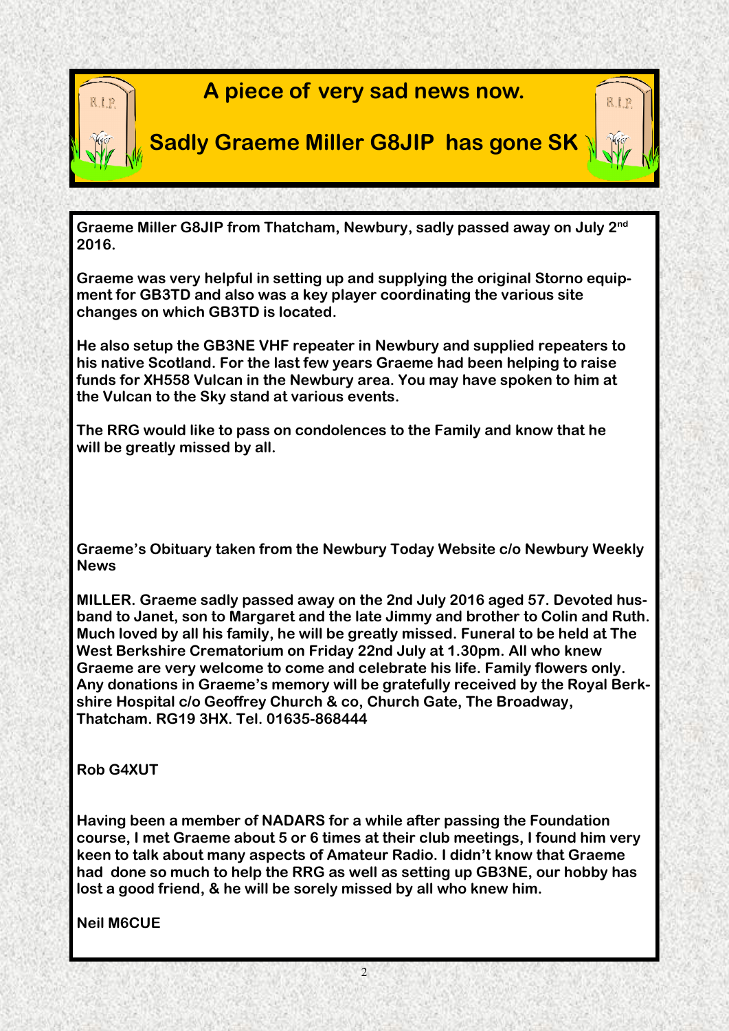# A piece of very sad news now.

## Sadly Graeme Miller G8JIP has gone SK

**Graeme Miller G8JIP from Thatcham, Newbury, sadly passed away on July 2nd 2016.**

**Graeme was very helpful in setting up and supplying the original Storno equipment for GB3TD and also was a key player coordinating the various site changes on which GB3TD is located.**

**He also setup the GB3NE VHF repeater in Newbury and supplied repeaters to his native Scotland. For the last few years Graeme had been helping to raise funds for XH558 Vulcan in the Newbury area. You may have spoken to him at the Vulcan to the Sky stand at various events.**

**The RRG would like to pass on condolences to the Family and know that he will be greatly missed by all.**

**Graeme's Obituary taken from the Newbury Today Website c/o Newbury Weekly News**

**MILLER. Graeme sadly passed away on the 2nd July 2016 aged 57. Devoted husband to Janet, son to Margaret and the late Jimmy and brother to Colin and Ruth. Much loved by all his family, he will be greatly missed. Funeral to be held at The West Berkshire Crematorium on Friday 22nd July at 1.30pm. All who knew Graeme are very welcome to come and celebrate his life. Family flowers only. Any donations in Graeme's memory will be gratefully received by the Royal Berkshire Hospital c/o Geoffrey Church & co, Church Gate, The Broadway, Thatcham. RG19 3HX. Tel. 01635-868444**

**Rob G4XUT**

**Having been a member of NADARS for a while after passing the Foundation course, I met Graeme about 5 or 6 times at their club meetings, I found him very keen to talk about many aspects of Amateur Radio. I didn't know that Graeme had done so much to help the RRG as well as setting up GB3NE, our hobby has lost a good friend, & he will be sorely missed by all who knew him.**

**Neil M6CUE**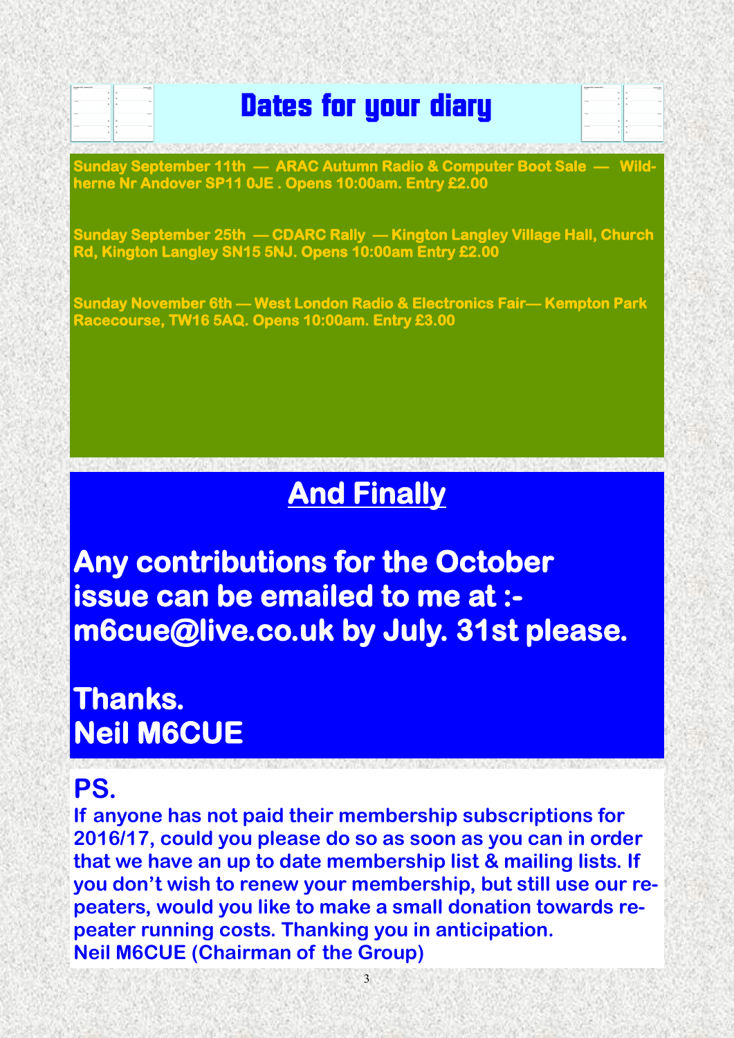# Dates for your diary

**Sunday September 11th — ARAC Autumn Radio & Computer Boot Sale — Wildherne Nr Andover SP11 0JE . Opens 10:00am. Entry £2.00**

**Sunday September 25th — CDARC Rally — Kington Langley Village Hall, Church Rd, Kington Langley SN15 5NJ. Opens 10:00am Entry £2.00**

**Sunday November 6th — West London Radio & Electronics Fair— Kempton Park Racecourse, TW16 5AQ. Opens 10:00am. Entry £3.00**

## And Finally

**Any contributions for the October issue can be emailed to me at :- m6cue@live.co.uk by July. 31st please.**

**Thanks.**
**Neil M6CUE**

## PS.

**If anyone has not paid their membership subscriptions for 2016/17, could you please do so as soon as you can in order that we have an up to date membership list & mailing lists. If you don't wish to renew your membership, but still use our repeaters, would you like to make a small donation towards repeater running costs. Thanking you in anticipation.**
**Neil M6CUE (Chairman of the Group)**